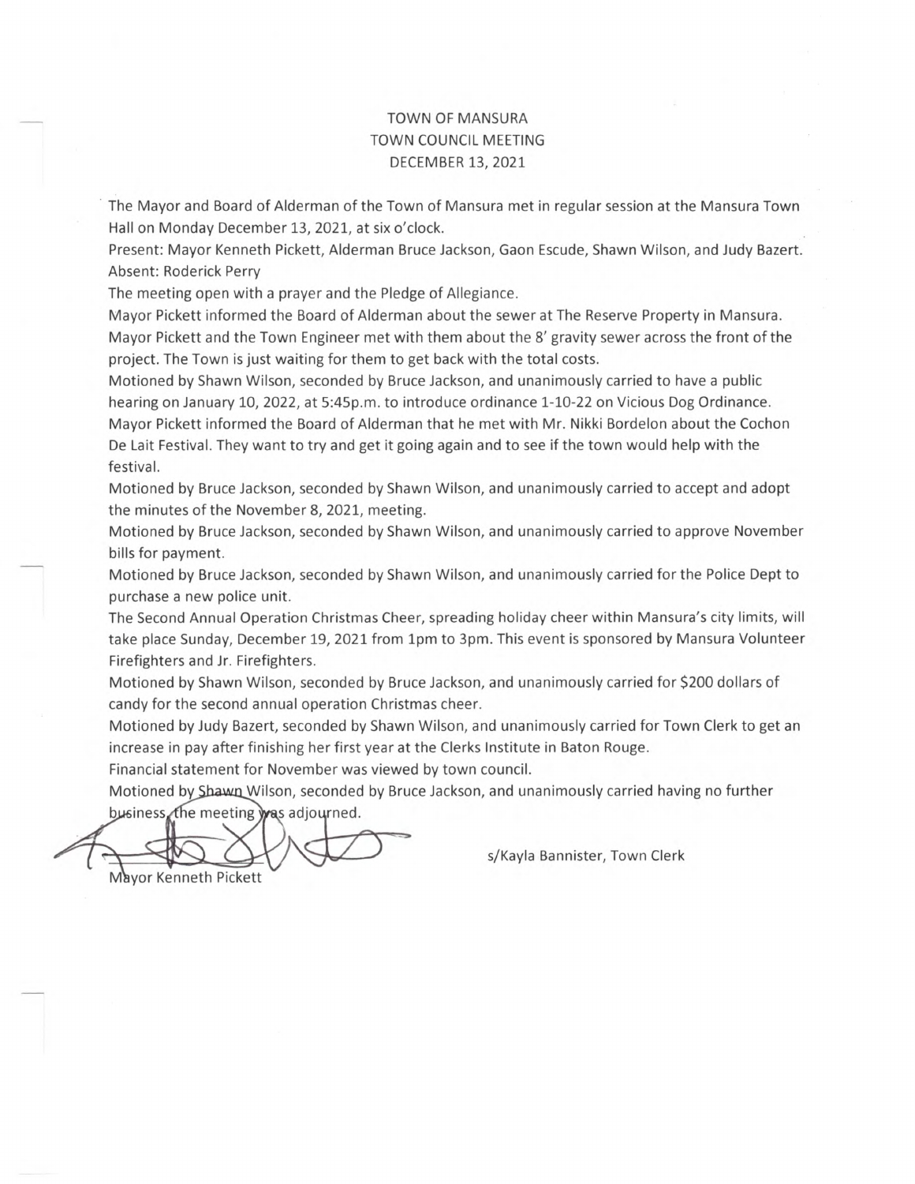# TOWN OF MANSURA
## TOWN COUNCIL MEETING
## DECEMBER 13, 2021

The Mayor and Board of Alderman of the Town of Mansura met in regular session at the Mansura Town Hall on Monday December 13, 2021, at six o'clock.

Present: Mayor Kenneth Pickett, Alderman Bruce Jackson, Gaon Escude, Shawn Wilson, and Judy Bazert.

Absent: Roderick Perry

The meeting open with a prayer and the Pledge of Allegiance.

Mayor Pickett informed the Board of Alderman about the sewer at The Reserve Property in Mansura. Mayor Pickett and the Town Engineer met with them about the 8' gravity sewer across the front of the project. The Town is just waiting for them to get back with the total costs.

Motioned by Shawn Wilson, seconded by Bruce Jackson, and unanimously carried to have a public hearing on January 10, 2022, at 5:45p.m. to introduce ordinance 1-10-22 on Vicious Dog Ordinance.

Mayor Pickett informed the Board of Alderman that he met with Mr. Nikki Bordelon about the Cochon De Lait Festival. They want to try and get it going again and to see if the town would help with the festival.

Motioned by Bruce Jackson, seconded by Shawn Wilson, and unanimously carried to accept and adopt the minutes of the November 8, 2021, meeting.

Motioned by Bruce Jackson, seconded by Shawn Wilson, and unanimously carried to approve November bills for payment.

Motioned by Bruce Jackson, seconded by Shawn Wilson, and unanimously carried for the Police Dept to purchase a new police unit.

The Second Annual Operation Christmas Cheer, spreading holiday cheer within Mansura's city limits, will take place Sunday, December 19, 2021 from 1pm to 3pm. This event is sponsored by Mansura Volunteer Firefighters and Jr. Firefighters.

Motioned by Shawn Wilson, seconded by Bruce Jackson, and unanimously carried for $200 dollars of candy for the second annual operation Christmas cheer.

Motioned by Judy Bazert, seconded by Shawn Wilson, and unanimously carried for Town Clerk to get an increase in pay after finishing her first year at the Clerks Institute in Baton Rouge.

Financial statement for November was viewed by town council.

Motioned by Shawn Wilson, seconded by Bruce Jackson, and unanimously carried having no further business, the meeting was adjourned.

Mayor Kenneth Pickett

s/Kayla Bannister, Town Clerk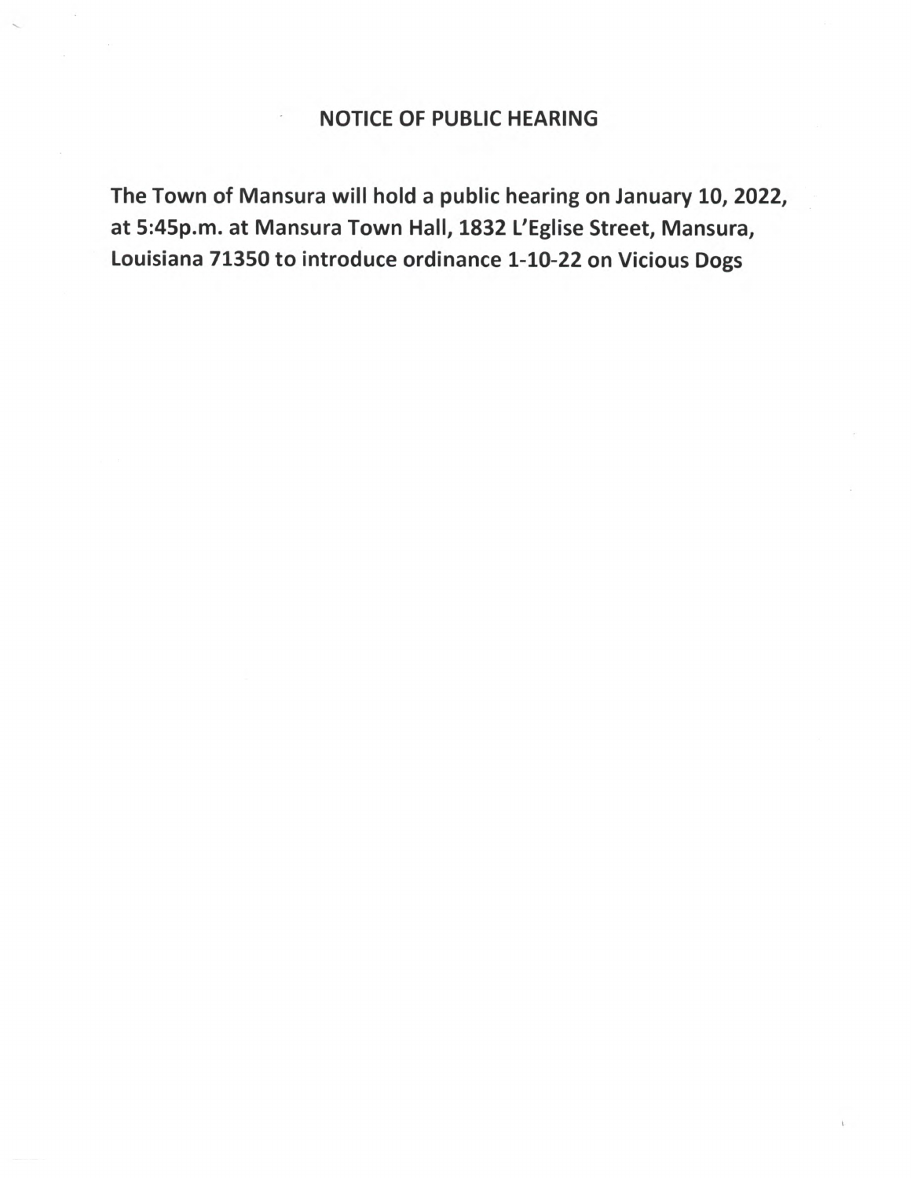# NOTICE OF PUBLIC HEARING

**The Town of Mansura will hold a public hearing on January 10, 2022, at 5:45p.m. at Mansura Town Hall, 1832 L'Eglise Street, Mansura, Louisiana 71350 to introduce ordinance 1-10-22 on Vicious Dogs**